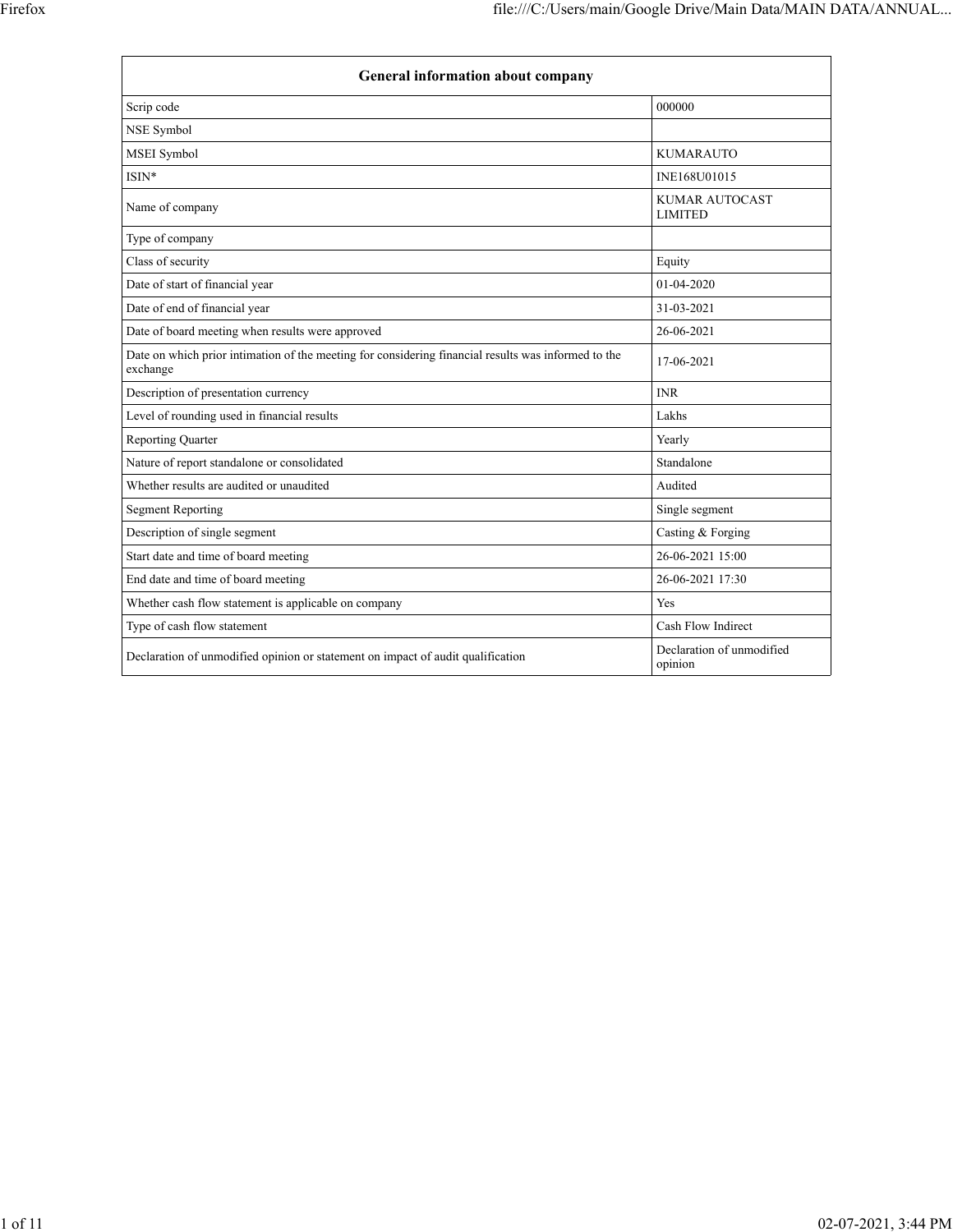| General information about company | |
|---|---|
| Scrip code | 000000 |
| NSE Symbol | |
| MSEI Symbol | KUMARAUTO |
| ISIN* | INE168U01015 |
| Name of company | KUMAR AUTOCAST LIMITED |
| Type of company | |
| Class of security | Equity |
| Date of start of financial year | 01-04-2020 |
| Date of end of financial year | 31-03-2021 |
| Date of board meeting when results were approved | 26-06-2021 |
| Date on which prior intimation of the meeting for considering financial results was informed to the exchange | 17-06-2021 |
| Description of presentation currency | INR |
| Level of rounding used in financial results | Lakhs |
| Reporting Quarter | Yearly |
| Nature of report standalone or consolidated | Standalone |
| Whether results are audited or unaudited | Audited |
| Segment Reporting | Single segment |
| Description of single segment | Casting & Forging |
| Start date and time of board meeting | 26-06-2021 15:00 |
| End date and time of board meeting | 26-06-2021 17:30 |
| Whether cash flow statement is applicable on company | Yes |
| Type of cash flow statement | Cash Flow Indirect |
| Declaration of unmodified opinion or statement on impact of audit qualification | Declaration of unmodified opinion |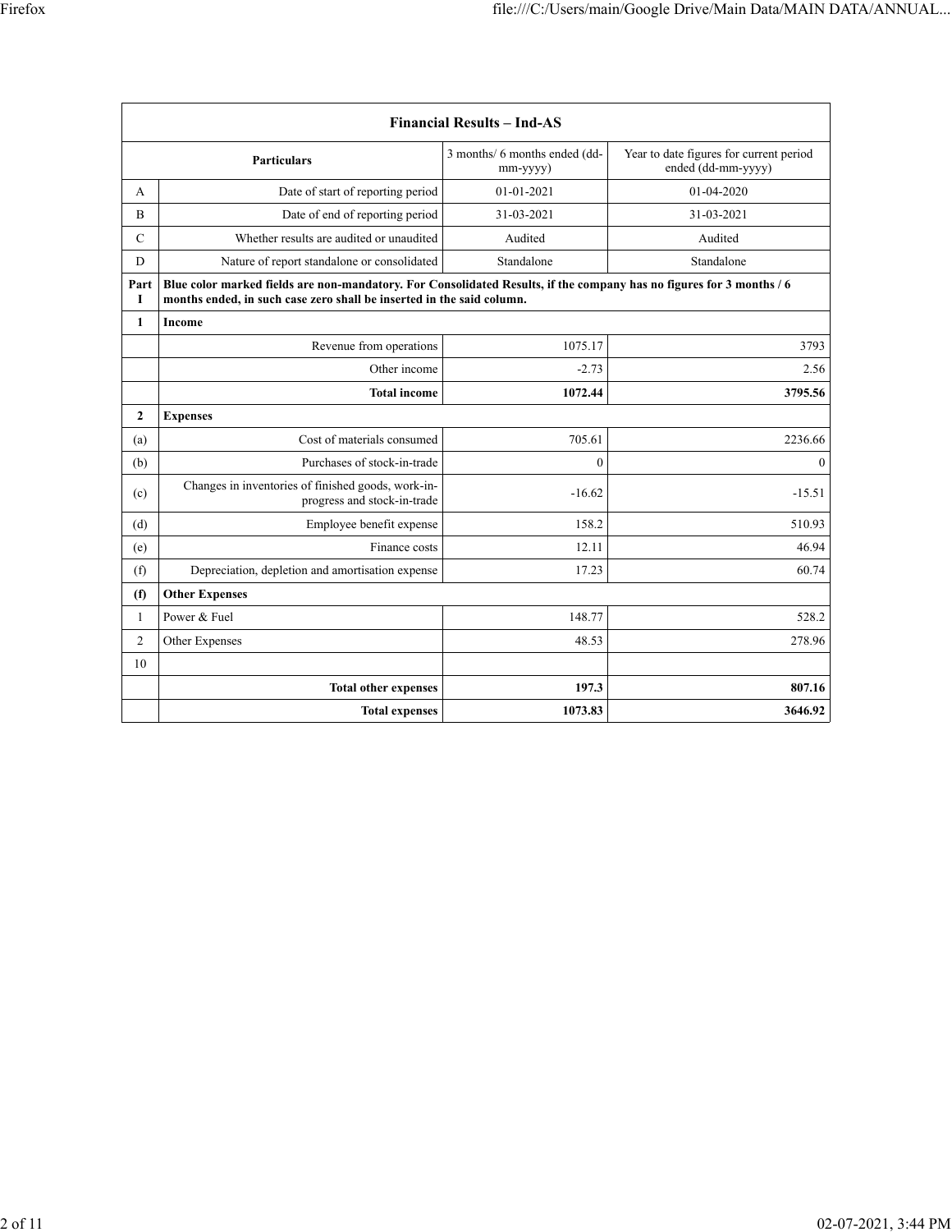| Financial Results – Ind-AS | | | |
|---|---|---|---|
| **Particulars** | | 3 months/ 6 months ended (dd-mm-yyyy) | Year to date figures for current period ended (dd-mm-yyyy) |
| A | Date of start of reporting period | 01-01-2021 | 01-04-2020 |
| B | Date of end of reporting period | 31-03-2021 | 31-03-2021 |
| C | Whether results are audited or unaudited | Audited | Audited |
| D | Nature of report standalone or consolidated | Standalone | Standalone |
| **Part I** | **Blue color marked fields are non-mandatory. For Consolidated Results, if the company has no figures for 3 months / 6 months ended, in such case zero shall be inserted in the said column.** | | |
| **1** | **Income** | | |
| | Revenue from operations | 1075.17 | 3793 |
| | Other income | -2.73 | 2.56 |
| | **Total income** | **1072.44** | **3795.56** |
| **2** | **Expenses** | | |
| (a) | Cost of materials consumed | 705.61 | 2236.66 |
| (b) | Purchases of stock-in-trade | 0 | 0 |
| (c) | Changes in inventories of finished goods, work-in-progress and stock-in-trade | -16.62 | -15.51 |
| (d) | Employee benefit expense | 158.2 | 510.93 |
| (e) | Finance costs | 12.11 | 46.94 |
| (f) | Depreciation, depletion and amortisation expense | 17.23 | 60.74 |
| **(f)** | **Other Expenses** | | |
| 1 | Power & Fuel | 148.77 | 528.2 |
| 2 | Other Expenses | 48.53 | 278.96 |
| 10 | | | |
| | **Total other expenses** | **197.3** | **807.16** |
| | **Total expenses** | **1073.83** | **3646.92** |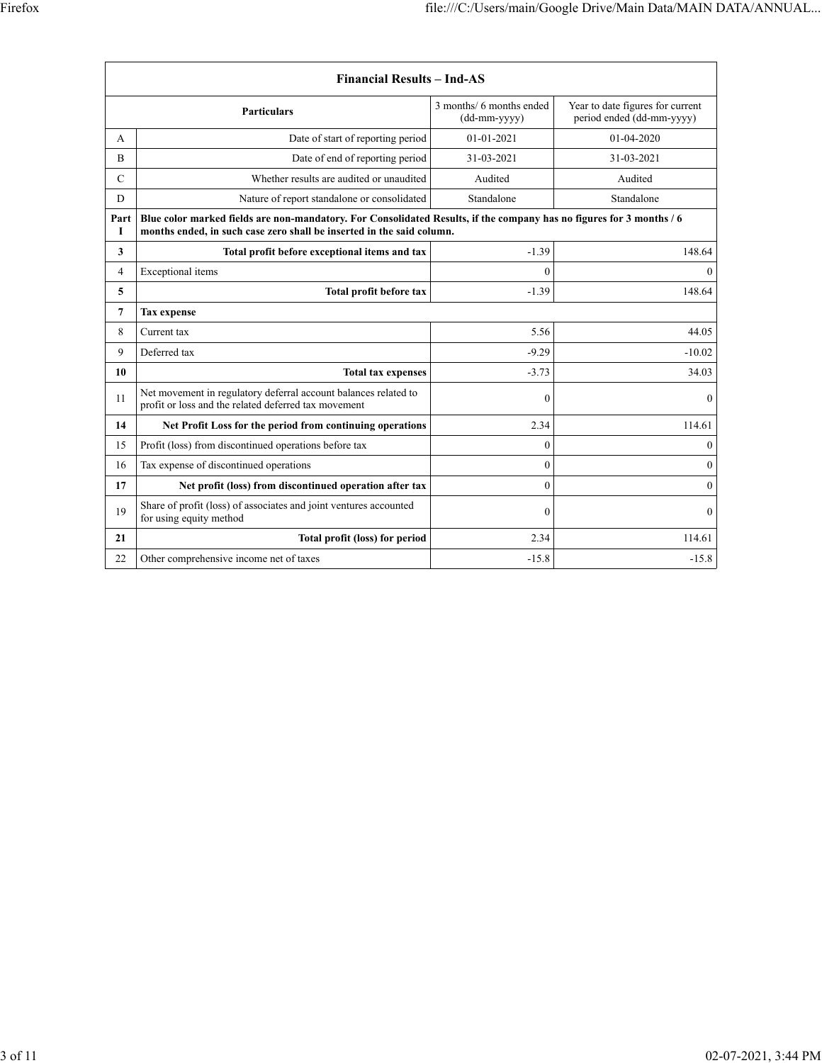| Financial Results – Ind-AS | | | |
|---|---|---|---|
| | Particulars | 3 months/ 6 months ended (dd-mm-yyyy) | Year to date figures for current period ended (dd-mm-yyyy) |
| A | Date of start of reporting period | 01-01-2021 | 01-04-2020 |
| B | Date of end of reporting period | 31-03-2021 | 31-03-2021 |
| C | Whether results are audited or unaudited | Audited | Audited |
| D | Nature of report standalone or consolidated | Standalone | Standalone |
| Part I | **Blue color marked fields are non-mandatory. For Consolidated Results, if the company has no figures for 3 months / 6 months ended, in such case zero shall be inserted in the said column.** | | |
| **3** | **Total profit before exceptional items and tax** | -1.39 | 148.64 |
| 4 | Exceptional items | 0 | 0 |
| **5** | **Total profit before tax** | -1.39 | 148.64 |
| **7** | **Tax expense** | | |
| 8 | Current tax | 5.56 | 44.05 |
| 9 | Deferred tax | -9.29 | -10.02 |
| **10** | **Total tax expenses** | -3.73 | 34.03 |
| 11 | Net movement in regulatory deferral account balances related to profit or loss and the related deferred tax movement | 0 | 0 |
| **14** | **Net Profit Loss for the period from continuing operations** | 2.34 | 114.61 |
| 15 | Profit (loss) from discontinued operations before tax | 0 | 0 |
| 16 | Tax expense of discontinued operations | 0 | 0 |
| **17** | **Net profit (loss) from discontinued operation after tax** | 0 | 0 |
| 19 | Share of profit (loss) of associates and joint ventures accounted for using equity method | 0 | 0 |
| **21** | **Total profit (loss) for period** | 2.34 | 114.61 |
| 22 | Other comprehensive income net of taxes | -15.8 | -15.8 |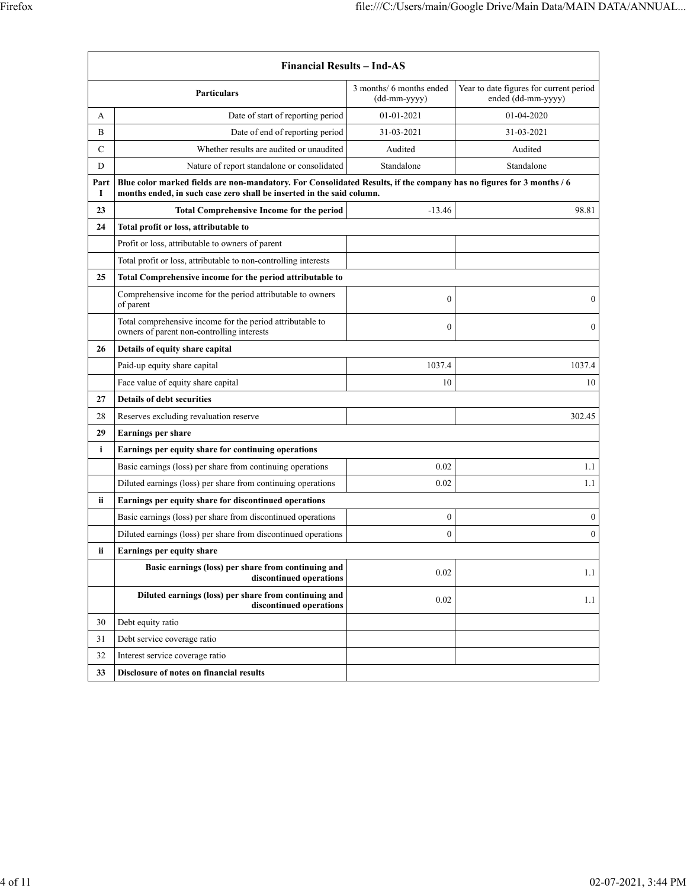| | Financial Results – Ind-AS | | |
|---|---|---|---|
| | **Particulars** | 3 months/ 6 months ended (dd-mm-yyyy) | Year to date figures for current period ended (dd-mm-yyyy) |
| A | Date of start of reporting period | 01-01-2021 | 01-04-2020 |
| B | Date of end of reporting period | 31-03-2021 | 31-03-2021 |
| C | Whether results are audited or unaudited | Audited | Audited |
| D | Nature of report standalone or consolidated | Standalone | Standalone |
| **Part I** | **Blue color marked fields are non-mandatory. For Consolidated Results, if the company has no figures for 3 months / 6 months ended, in such case zero shall be inserted in the said column.** | | |
| **23** | **Total Comprehensive Income for the period** | -13.46 | 98.81 |
| **24** | **Total profit or loss, attributable to** | | |
| | Profit or loss, attributable to owners of parent | | |
| | Total profit or loss, attributable to non-controlling interests | | |
| **25** | **Total Comprehensive income for the period attributable to** | | |
| | Comprehensive income for the period attributable to owners of parent | 0 | 0 |
| | Total comprehensive income for the period attributable to owners of parent non-controlling interests | 0 | 0 |
| **26** | **Details of equity share capital** | | |
| | Paid-up equity share capital | 1037.4 | 1037.4 |
| | Face value of equity share capital | 10 | 10 |
| **27** | **Details of debt securities** | | |
| 28 | Reserves excluding revaluation reserve | | 302.45 |
| **29** | **Earnings per share** | | |
| **i** | **Earnings per equity share for continuing operations** | | |
| | Basic earnings (loss) per share from continuing operations | 0.02 | 1.1 |
| | Diluted earnings (loss) per share from continuing operations | 0.02 | 1.1 |
| **ii** | **Earnings per equity share for discontinued operations** | | |
| | Basic earnings (loss) per share from discontinued operations | 0 | 0 |
| | Diluted earnings (loss) per share from discontinued operations | 0 | 0 |
| **ii** | **Earnings per equity share** | | |
| | **Basic earnings (loss) per share from continuing and discontinued operations** | 0.02 | 1.1 |
| | **Diluted earnings (loss) per share from continuing and discontinued operations** | 0.02 | 1.1 |
| 30 | Debt equity ratio | | |
| 31 | Debt service coverage ratio | | |
| 32 | Interest service coverage ratio | | |
| **33** | **Disclosure of notes on financial results** | | |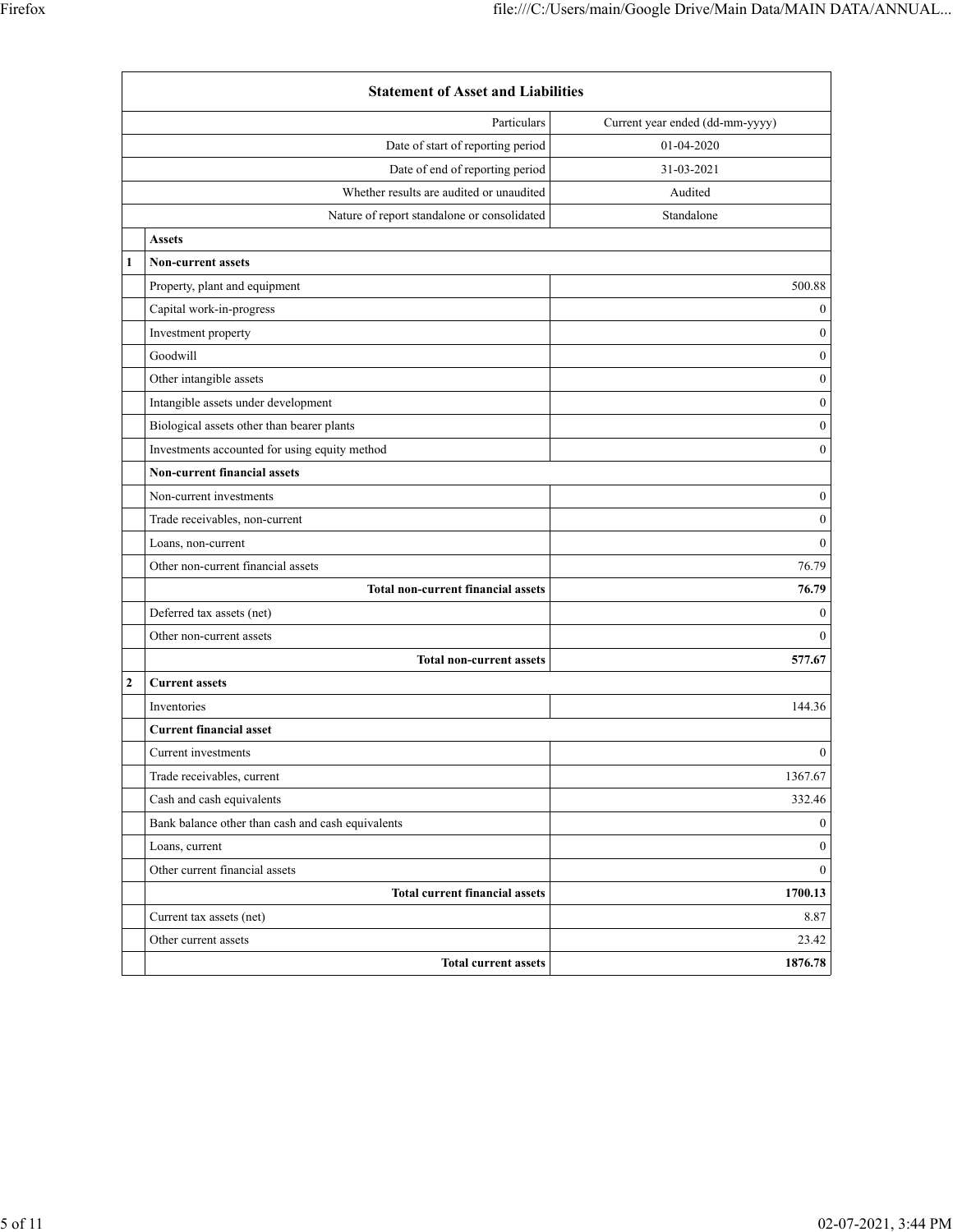| | Statement of Asset and Liabilities | |
|---|---|---|
| | Particulars | Current year ended (dd-mm-yyyy) |
| | Date of start of reporting period | 01-04-2020 |
| | Date of end of reporting period | 31-03-2021 |
| | Whether results are audited or unaudited | Audited |
| | Nature of report standalone or consolidated | Standalone |
| | **Assets** | |
| 1 | **Non-current assets** | |
| | Property, plant and equipment | 500.88 |
| | Capital work-in-progress | 0 |
| | Investment property | 0 |
| | Goodwill | 0 |
| | Other intangible assets | 0 |
| | Intangible assets under development | 0 |
| | Biological assets other than bearer plants | 0 |
| | Investments accounted for using equity method | 0 |
| | **Non-current financial assets** | |
| | Non-current investments | 0 |
| | Trade receivables, non-current | 0 |
| | Loans, non-current | 0 |
| | Other non-current financial assets | 76.79 |
| | **Total non-current financial assets** | **76.79** |
| | Deferred tax assets (net) | 0 |
| | Other non-current assets | 0 |
| | **Total non-current assets** | **577.67** |
| 2 | **Current assets** | |
| | Inventories | 144.36 |
| | **Current financial asset** | |
| | Current investments | 0 |
| | Trade receivables, current | 1367.67 |
| | Cash and cash equivalents | 332.46 |
| | Bank balance other than cash and cash equivalents | 0 |
| | Loans, current | 0 |
| | Other current financial assets | 0 |
| | **Total current financial assets** | **1700.13** |
| | Current tax assets (net) | 8.87 |
| | Other current assets | 23.42 |
| | **Total current assets** | **1876.78** |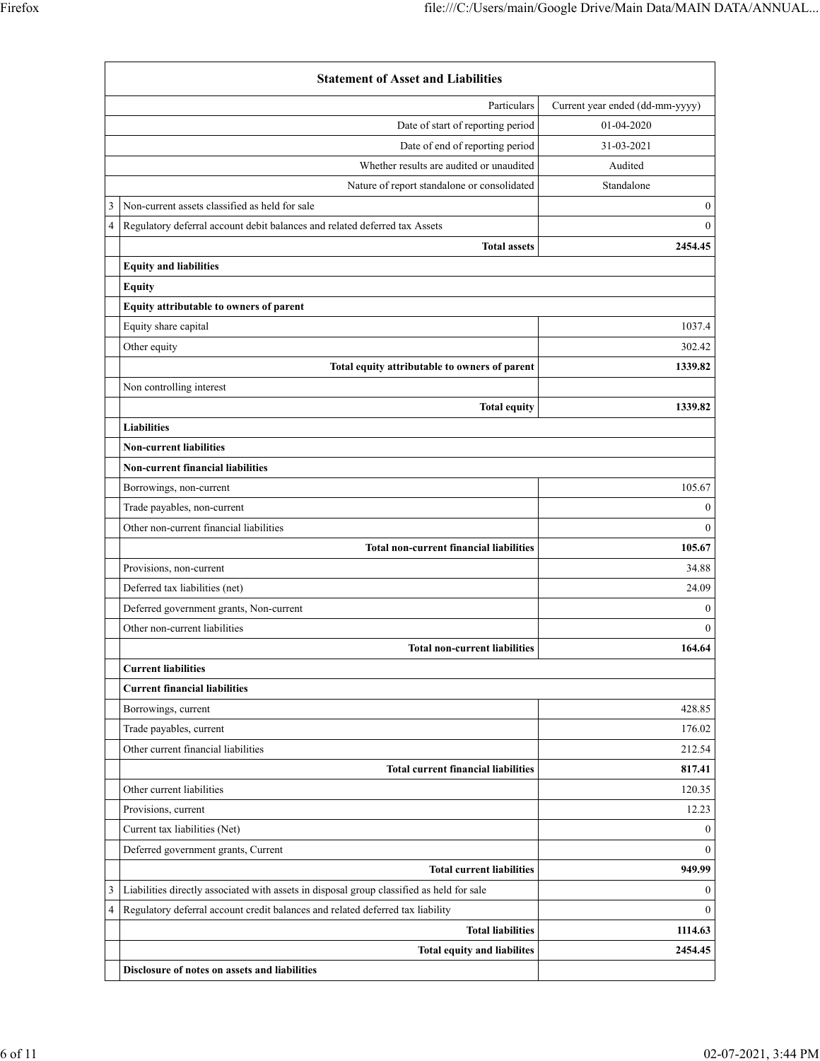| | Statement of Asset and Liabilities | |
|---|---|---|
| | Particulars | Current year ended (dd-mm-yyyy) |
| | Date of start of reporting period | 01-04-2020 |
| | Date of end of reporting period | 31-03-2021 |
| | Whether results are audited or unaudited | Audited |
| | Nature of report standalone or consolidated | Standalone |
| 3 | Non-current assets classified as held for sale | 0 |
| 4 | Regulatory deferral account debit balances and related deferred tax Assets | 0 |
| | **Total assets** | **2454.45** |
| | **Equity and liabilities** | |
| | **Equity** | |
| | **Equity attributable to owners of parent** | |
| | Equity share capital | 1037.4 |
| | Other equity | 302.42 |
| | **Total equity attributable to owners of parent** | **1339.82** |
| | Non controlling interest | |
| | **Total equity** | **1339.82** |
| | **Liabilities** | |
| | **Non-current liabilities** | |
| | **Non-current financial liabilities** | |
| | Borrowings, non-current | 105.67 |
| | Trade payables, non-current | 0 |
| | Other non-current financial liabilities | 0 |
| | **Total non-current financial liabilities** | **105.67** |
| | Provisions, non-current | 34.88 |
| | Deferred tax liabilities (net) | 24.09 |
| | Deferred government grants, Non-current | 0 |
| | Other non-current liabilities | 0 |
| | **Total non-current liabilities** | **164.64** |
| | **Current liabilities** | |
| | **Current financial liabilities** | |
| | Borrowings, current | 428.85 |
| | Trade payables, current | 176.02 |
| | Other current financial liabilities | 212.54 |
| | **Total current financial liabilities** | **817.41** |
| | Other current liabilities | 120.35 |
| | Provisions, current | 12.23 |
| | Current tax liabilities (Net) | 0 |
| | Deferred government grants, Current | 0 |
| | **Total current liabilities** | **949.99** |
| 3 | Liabilities directly associated with assets in disposal group classified as held for sale | 0 |
| 4 | Regulatory deferral account credit balances and related deferred tax liability | 0 |
| | **Total liabilities** | **1114.63** |
| | **Total equity and liabilites** | **2454.45** |
| | **Disclosure of notes on assets and liabilities** | |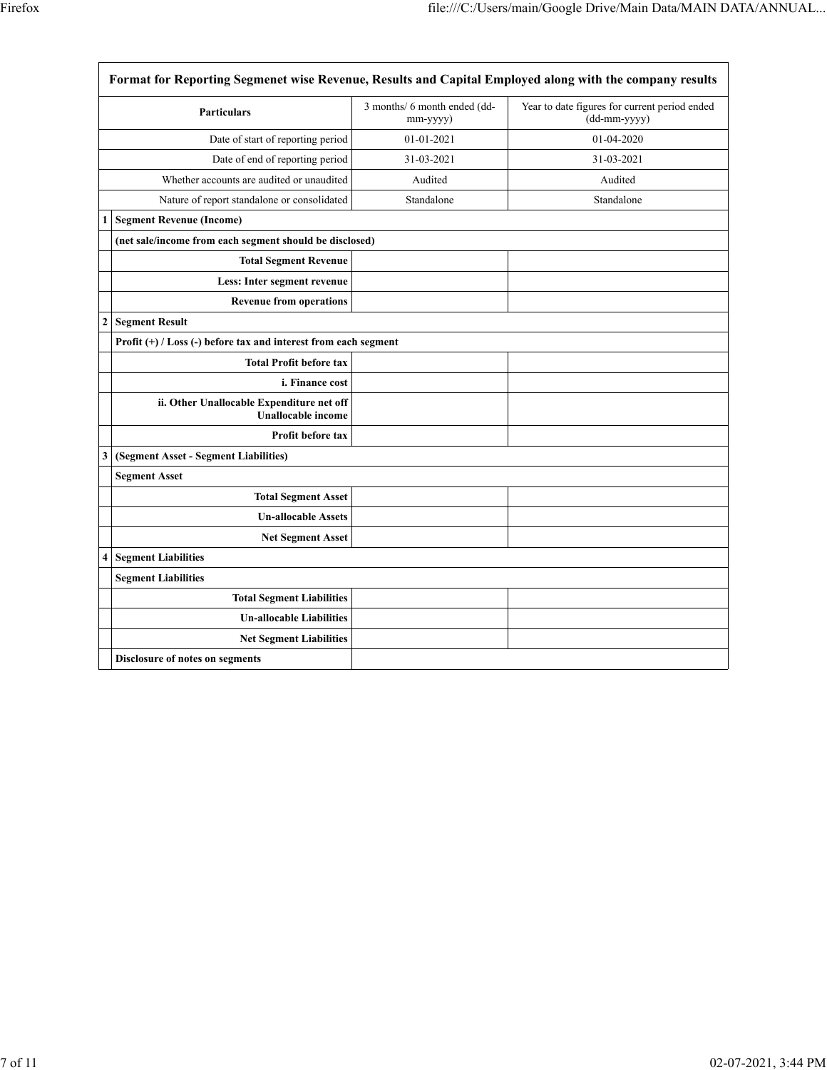| | Format for Reporting Segmenet wise Revenue, Results and Capital Employed along with the company results | | |
|---|---|---|---|
| | Particulars | 3 months/ 6 month ended (dd-mm-yyyy) | Year to date figures for current period ended (dd-mm-yyyy) |
| | Date of start of reporting period | 01-01-2021 | 01-04-2020 |
| | Date of end of reporting period | 31-03-2021 | 31-03-2021 |
| | Whether accounts are audited or unaudited | Audited | Audited |
| | Nature of report standalone or consolidated | Standalone | Standalone |
| 1 | **Segment Revenue (Income)** | | |
| | **(net sale/income from each segment should be disclosed)** | | |
| | **Total Segment Revenue** | | |
| | **Less: Inter segment revenue** | | |
| | **Revenue from operations** | | |
| 2 | **Segment Result** | | |
| | **Profit (+) / Loss (-) before tax and interest from each segment** | | |
| | **Total Profit before tax** | | |
| | **i. Finance cost** | | |
| | **ii. Other Unallocable Expenditure net off Unallocable income** | | |
| | **Profit before tax** | | |
| 3 | **(Segment Asset - Segment Liabilities)** | | |
| | **Segment Asset** | | |
| | **Total Segment Asset** | | |
| | **Un-allocable Assets** | | |
| | **Net Segment Asset** | | |
| 4 | **Segment Liabilities** | | |
| | **Segment Liabilities** | | |
| | **Total Segment Liabilities** | | |
| | **Un-allocable Liabilities** | | |
| | **Net Segment Liabilities** | | |
| | **Disclosure of notes on segments** | | |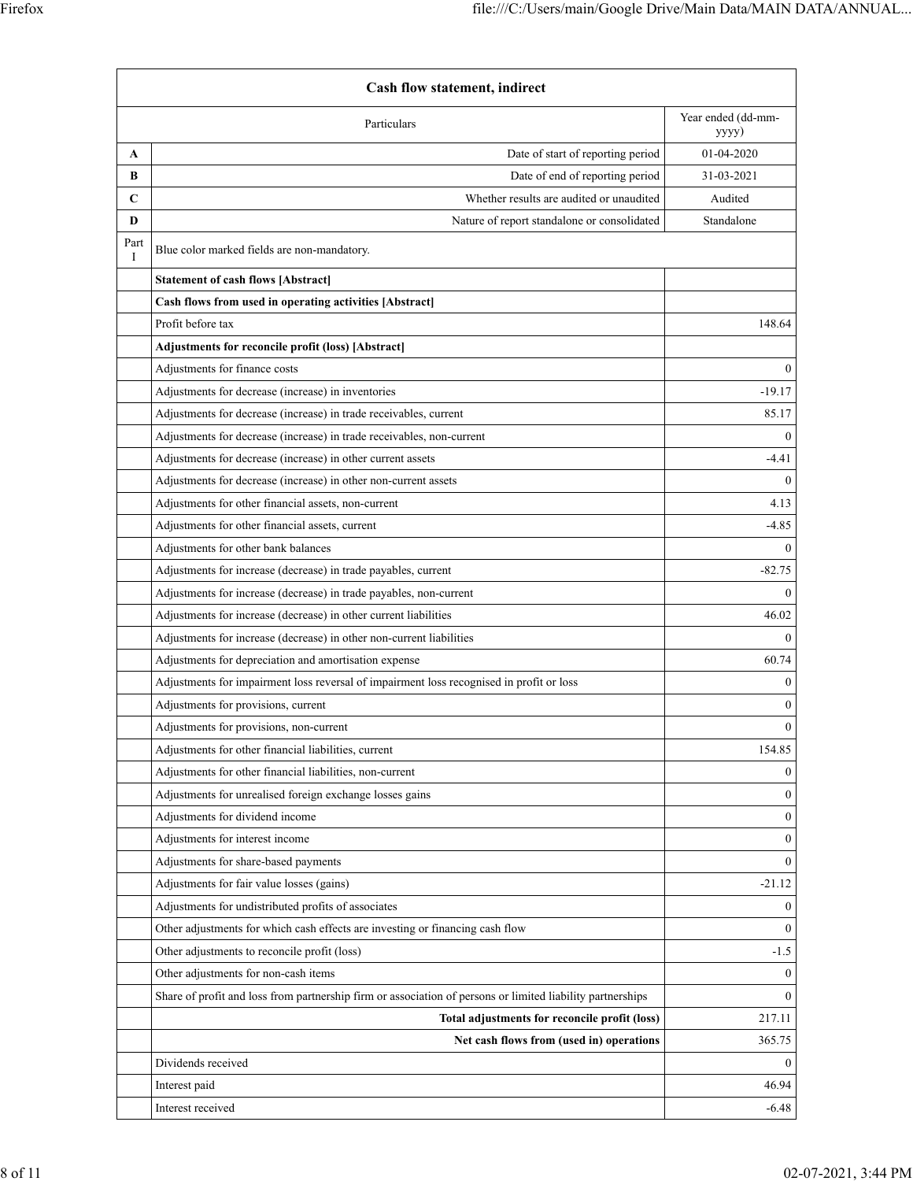| | Cash flow statement, indirect | |
|---|---|---|
| | Particulars | Year ended (dd-mm-yyyy) |
| A | Date of start of reporting period | 01-04-2020 |
| B | Date of end of reporting period | 31-03-2021 |
| C | Whether results are audited or unaudited | Audited |
| D | Nature of report standalone or consolidated | Standalone |
| Part I | Blue color marked fields are non-mandatory. | |
| | **Statement of cash flows [Abstract]** | |
| | **Cash flows from used in operating activities [Abstract]** | |
| | Profit before tax | 148.64 |
| | **Adjustments for reconcile profit (loss) [Abstract]** | |
| | Adjustments for finance costs | 0 |
| | Adjustments for decrease (increase) in inventories | -19.17 |
| | Adjustments for decrease (increase) in trade receivables, current | 85.17 |
| | Adjustments for decrease (increase) in trade receivables, non-current | 0 |
| | Adjustments for decrease (increase) in other current assets | -4.41 |
| | Adjustments for decrease (increase) in other non-current assets | 0 |
| | Adjustments for other financial assets, non-current | 4.13 |
| | Adjustments for other financial assets, current | -4.85 |
| | Adjustments for other bank balances | 0 |
| | Adjustments for increase (decrease) in trade payables, current | -82.75 |
| | Adjustments for increase (decrease) in trade payables, non-current | 0 |
| | Adjustments for increase (decrease) in other current liabilities | 46.02 |
| | Adjustments for increase (decrease) in other non-current liabilities | 0 |
| | Adjustments for depreciation and amortisation expense | 60.74 |
| | Adjustments for impairment loss reversal of impairment loss recognised in profit or loss | 0 |
| | Adjustments for provisions, current | 0 |
| | Adjustments for provisions, non-current | 0 |
| | Adjustments for other financial liabilities, current | 154.85 |
| | Adjustments for other financial liabilities, non-current | 0 |
| | Adjustments for unrealised foreign exchange losses gains | 0 |
| | Adjustments for dividend income | 0 |
| | Adjustments for interest income | 0 |
| | Adjustments for share-based payments | 0 |
| | Adjustments for fair value losses (gains) | -21.12 |
| | Adjustments for undistributed profits of associates | 0 |
| | Other adjustments for which cash effects are investing or financing cash flow | 0 |
| | Other adjustments to reconcile profit (loss) | -1.5 |
| | Other adjustments for non-cash items | 0 |
| | Share of profit and loss from partnership firm or association of persons or limited liability partnerships | 0 |
| | **Total adjustments for reconcile profit (loss)** | 217.11 |
| | **Net cash flows from (used in) operations** | 365.75 |
| | Dividends received | 0 |
| | Interest paid | 46.94 |
| | Interest received | -6.48 |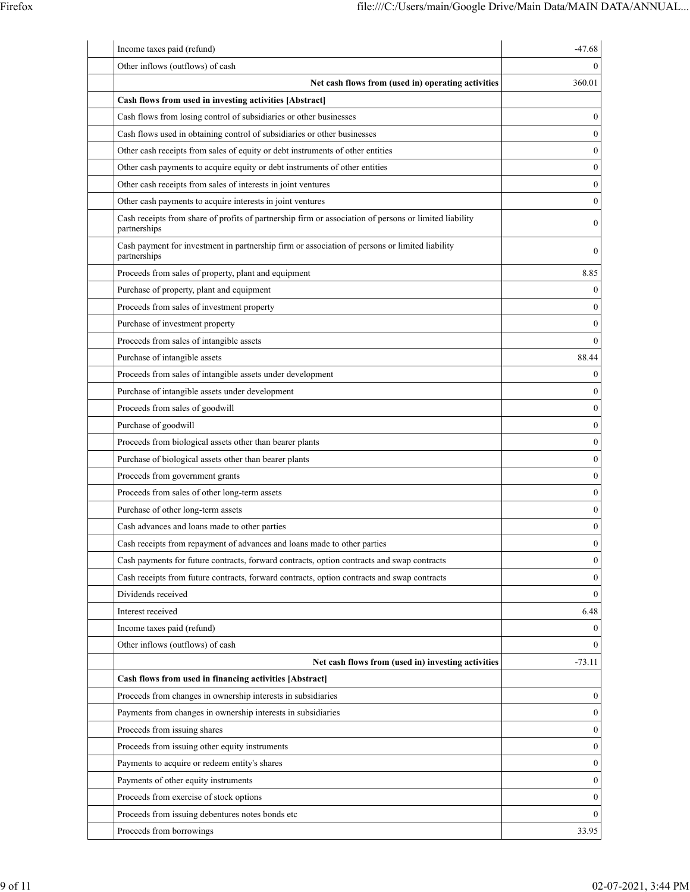| | | |
|---|---|---|
| | Income taxes paid (refund) | -47.68 |
| | Other inflows (outflows) of cash | 0 |
| | **Net cash flows from (used in) operating activities** | 360.01 |
| | **Cash flows from used in investing activities [Abstract]** | |
| | Cash flows from losing control of subsidiaries or other businesses | 0 |
| | Cash flows used in obtaining control of subsidiaries or other businesses | 0 |
| | Other cash receipts from sales of equity or debt instruments of other entities | 0 |
| | Other cash payments to acquire equity or debt instruments of other entities | 0 |
| | Other cash receipts from sales of interests in joint ventures | 0 |
| | Other cash payments to acquire interests in joint ventures | 0 |
| | Cash receipts from share of profits of partnership firm or association of persons or limited liability partnerships | 0 |
| | Cash payment for investment in partnership firm or association of persons or limited liability partnerships | 0 |
| | Proceeds from sales of property, plant and equipment | 8.85 |
| | Purchase of property, plant and equipment | 0 |
| | Proceeds from sales of investment property | 0 |
| | Purchase of investment property | 0 |
| | Proceeds from sales of intangible assets | 0 |
| | Purchase of intangible assets | 88.44 |
| | Proceeds from sales of intangible assets under development | 0 |
| | Purchase of intangible assets under development | 0 |
| | Proceeds from sales of goodwill | 0 |
| | Purchase of goodwill | 0 |
| | Proceeds from biological assets other than bearer plants | 0 |
| | Purchase of biological assets other than bearer plants | 0 |
| | Proceeds from government grants | 0 |
| | Proceeds from sales of other long-term assets | 0 |
| | Purchase of other long-term assets | 0 |
| | Cash advances and loans made to other parties | 0 |
| | Cash receipts from repayment of advances and loans made to other parties | 0 |
| | Cash payments for future contracts, forward contracts, option contracts and swap contracts | 0 |
| | Cash receipts from future contracts, forward contracts, option contracts and swap contracts | 0 |
| | Dividends received | 0 |
| | Interest received | 6.48 |
| | Income taxes paid (refund) | 0 |
| | Other inflows (outflows) of cash | 0 |
| | **Net cash flows from (used in) investing activities** | -73.11 |
| | **Cash flows from used in financing activities [Abstract]** | |
| | Proceeds from changes in ownership interests in subsidiaries | 0 |
| | Payments from changes in ownership interests in subsidiaries | 0 |
| | Proceeds from issuing shares | 0 |
| | Proceeds from issuing other equity instruments | 0 |
| | Payments to acquire or redeem entity's shares | 0 |
| | Payments of other equity instruments | 0 |
| | Proceeds from exercise of stock options | 0 |
| | Proceeds from issuing debentures notes bonds etc | 0 |
| | Proceeds from borrowings | 33.95 |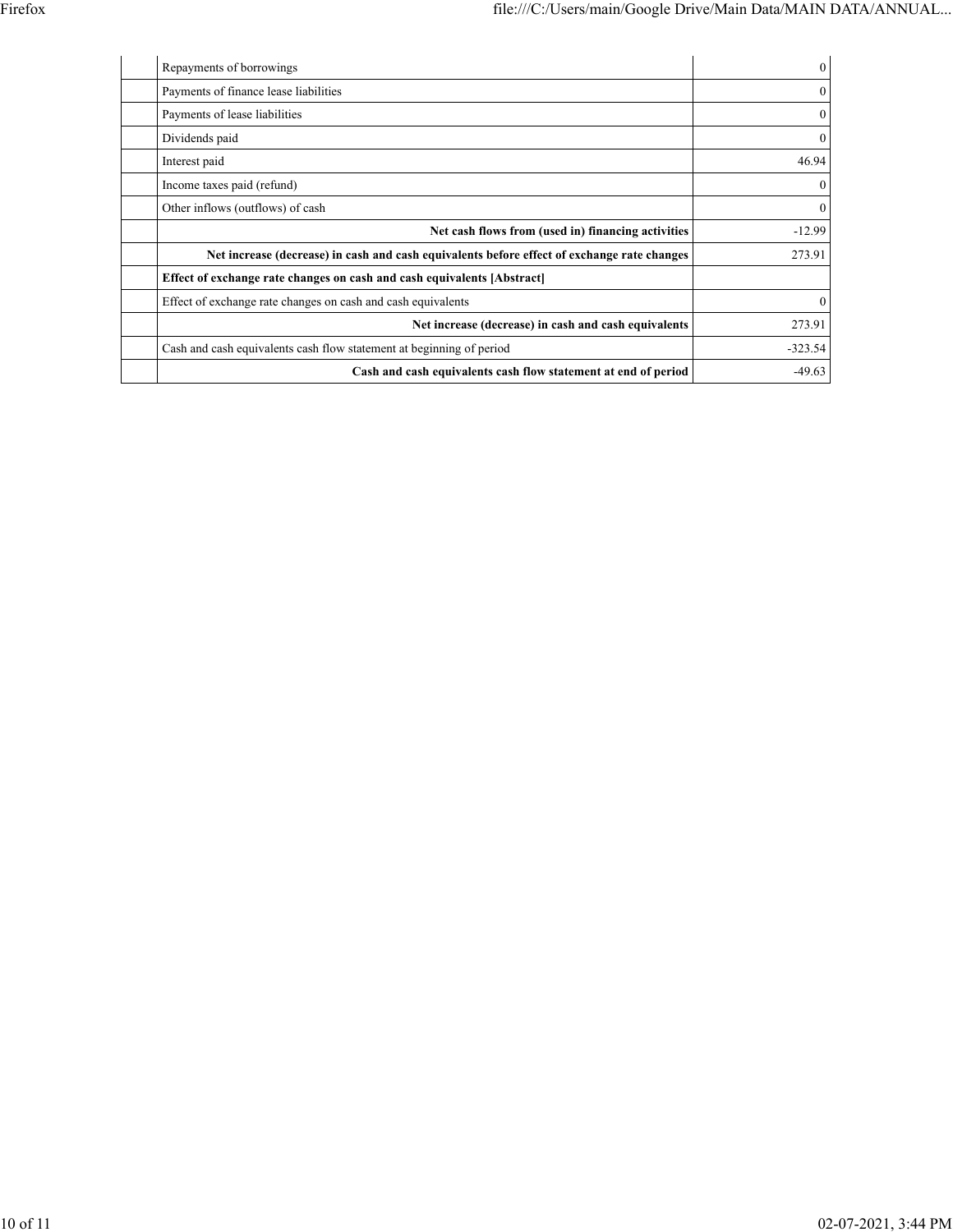| | | |
|---|---|---|
| | Repayments of borrowings | 0 |
| | Payments of finance lease liabilities | 0 |
| | Payments of lease liabilities | 0 |
| | Dividends paid | 0 |
| | Interest paid | 46.94 |
| | Income taxes paid (refund) | 0 |
| | Other inflows (outflows) of cash | 0 |
| | **Net cash flows from (used in) financing activities** | -12.99 |
| | **Net increase (decrease) in cash and cash equivalents before effect of exchange rate changes** | 273.91 |
| | **Effect of exchange rate changes on cash and cash equivalents [Abstract]** | |
| | Effect of exchange rate changes on cash and cash equivalents | 0 |
| | **Net increase (decrease) in cash and cash equivalents** | 273.91 |
| | Cash and cash equivalents cash flow statement at beginning of period | -323.54 |
| | **Cash and cash equivalents cash flow statement at end of period** | -49.63 |